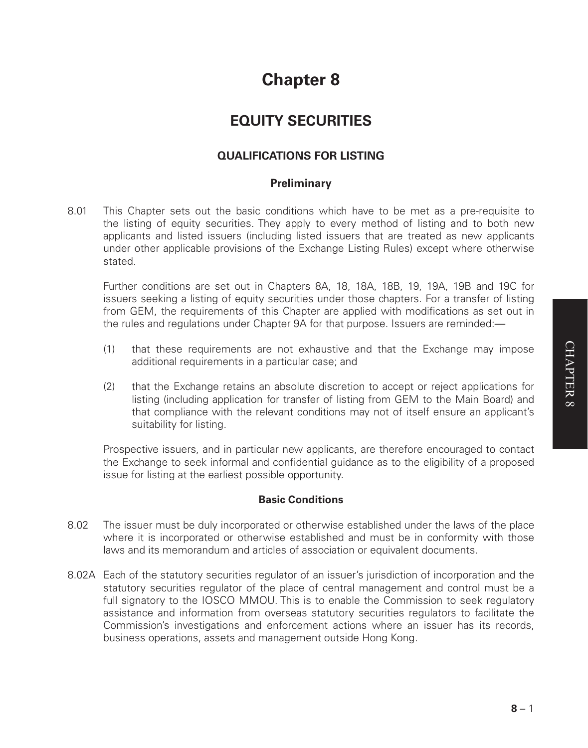# Chapter 8

## EQUITY SECURITIES

### QUALIFICATIONS FOR LISTING

#### Preliminary

8.01 This Chapter sets out the basic conditions which have to be met as a pre-requisite to the listing of equity securities. They apply to every method of listing and to both new applicants and listed issuers (including listed issuers that are treated as new applicants under other applicable provisions of the Exchange Listing Rules) except where otherwise stated.

Further conditions are set out in Chapters 8A, 18, 18A, 18B, 19, 19A, 19B and 19C for issuers seeking a listing of equity securities under those chapters. For a transfer of listing from GEM, the requirements of this Chapter are applied with modifications as set out in the rules and regulations under Chapter 9A for that purpose. Issuers are reminded:—

(1) that these requirements are not exhaustive and that the Exchange may impose additional requirements in a particular case; and

(2) that the Exchange retains an absolute discretion to accept or reject applications for listing (including application for transfer of listing from GEM to the Main Board) and that compliance with the relevant conditions may not of itself ensure an applicant's suitability for listing.

Prospective issuers, and in particular new applicants, are therefore encouraged to contact the Exchange to seek informal and confidential guidance as to the eligibility of a proposed issue for listing at the earliest possible opportunity.

#### Basic Conditions

8.02 The issuer must be duly incorporated or otherwise established under the laws of the place where it is incorporated or otherwise established and must be in conformity with those laws and its memorandum and articles of association or equivalent documents.

8.02A Each of the statutory securities regulator of an issuer's jurisdiction of incorporation and the statutory securities regulator of the place of central management and control must be a full signatory to the IOSCO MMOU. This is to enable the Commission to seek regulatory assistance and information from overseas statutory securities regulators to facilitate the Commission's investigations and enforcement actions where an issuer has its records, business operations, assets and management outside Hong Kong.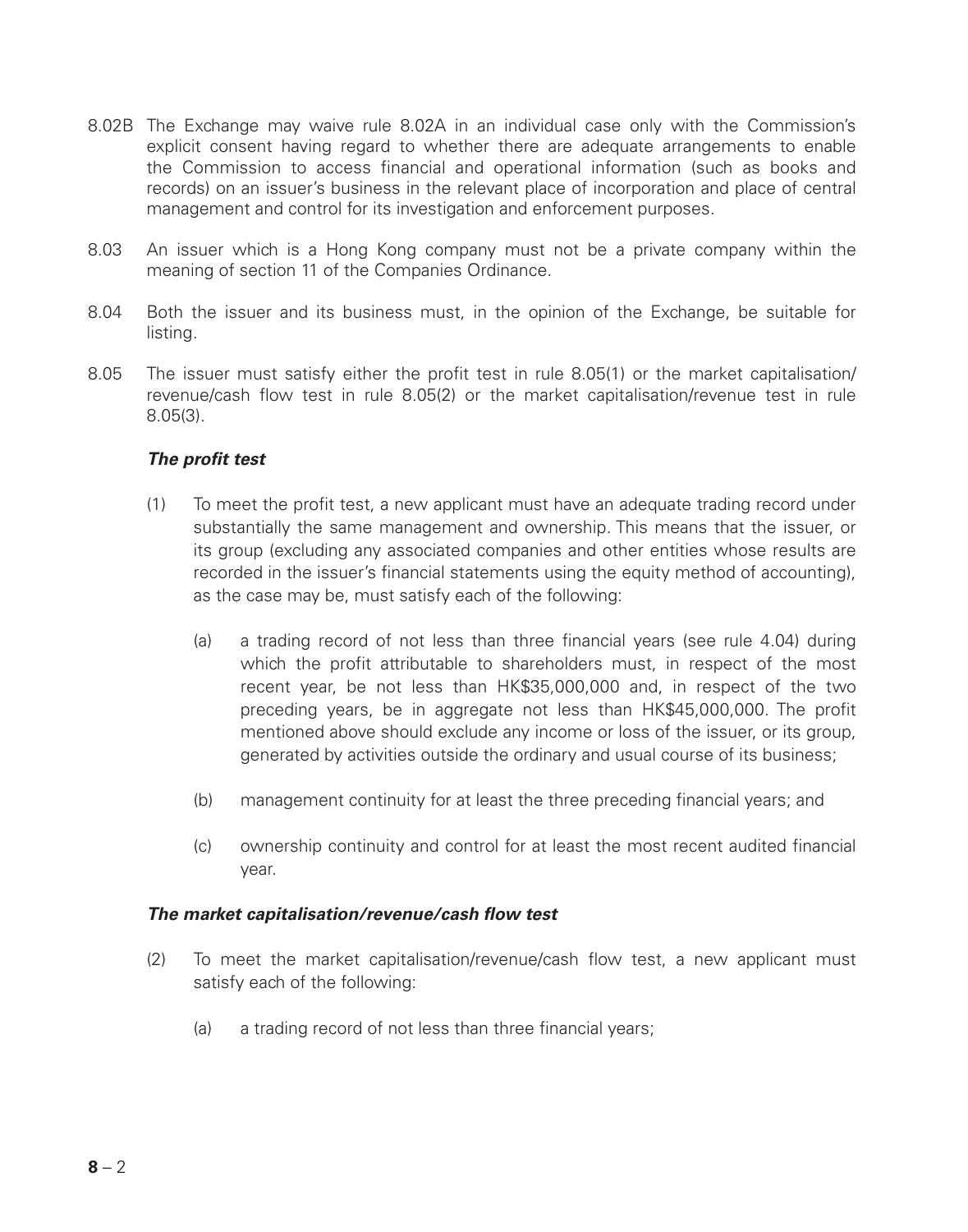8.02B The Exchange may waive rule 8.02A in an individual case only with the Commission's explicit consent having regard to whether there are adequate arrangements to enable the Commission to access financial and operational information (such as books and records) on an issuer's business in the relevant place of incorporation and place of central management and control for its investigation and enforcement purposes.

8.03 An issuer which is a Hong Kong company must not be a private company within the meaning of section 11 of the Companies Ordinance.

8.04 Both the issuer and its business must, in the opinion of the Exchange, be suitable for listing.

8.05 The issuer must satisfy either the profit test in rule 8.05(1) or the market capitalisation/revenue/cash flow test in rule 8.05(2) or the market capitalisation/revenue test in rule 8.05(3).

***The profit test***

(1) To meet the profit test, a new applicant must have an adequate trading record under substantially the same management and ownership. This means that the issuer, or its group (excluding any associated companies and other entities whose results are recorded in the issuer's financial statements using the equity method of accounting), as the case may be, must satisfy each of the following:

(a) a trading record of not less than three financial years (see rule 4.04) during which the profit attributable to shareholders must, in respect of the most recent year, be not less than HK$35,000,000 and, in respect of the two preceding years, be in aggregate not less than HK$45,000,000. The profit mentioned above should exclude any income or loss of the issuer, or its group, generated by activities outside the ordinary and usual course of its business;

(b) management continuity for at least the three preceding financial years; and

(c) ownership continuity and control for at least the most recent audited financial year.

***The market capitalisation/revenue/cash flow test***

(2) To meet the market capitalisation/revenue/cash flow test, a new applicant must satisfy each of the following:

(a) a trading record of not less than three financial years;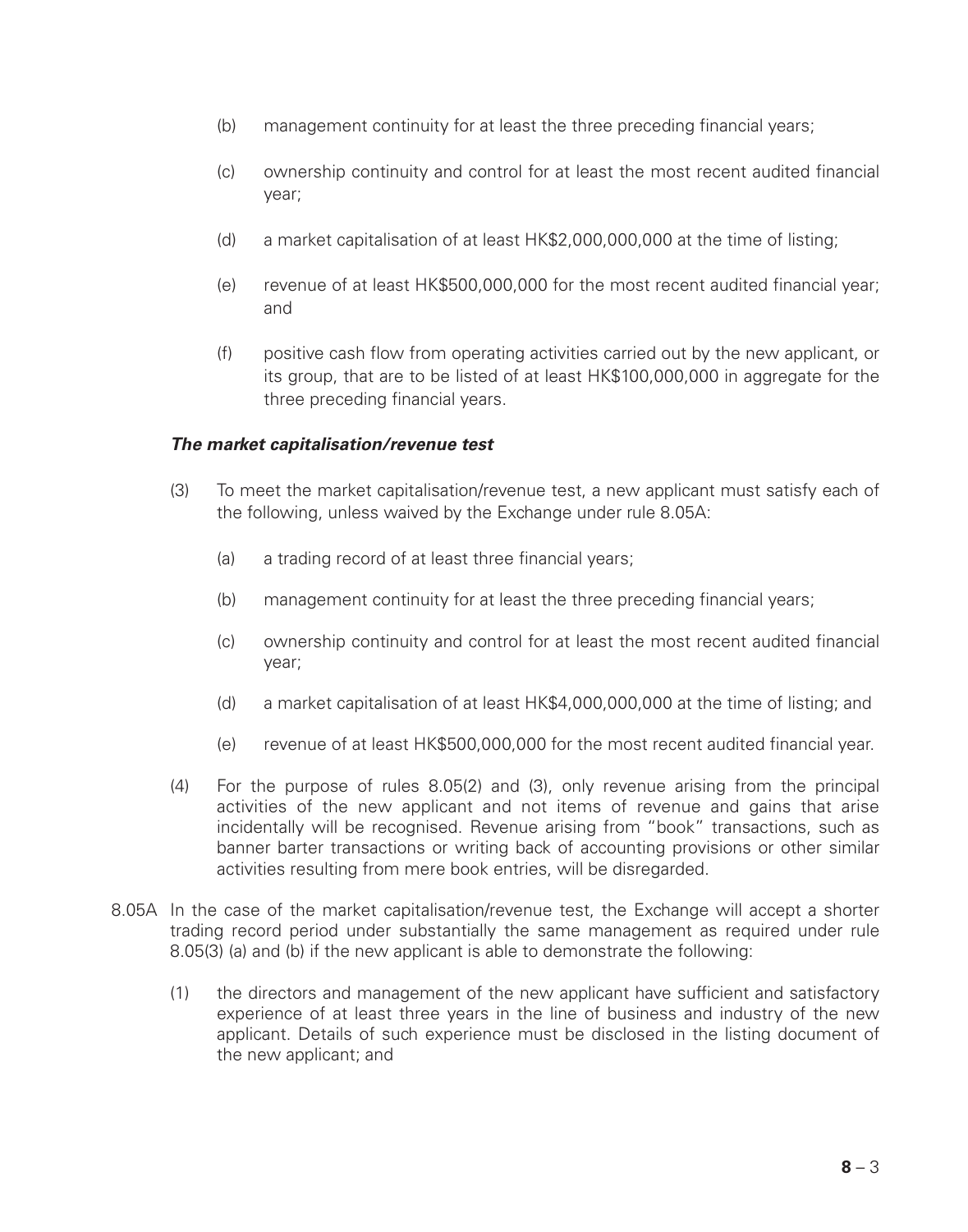(b) management continuity for at least the three preceding financial years;

(c) ownership continuity and control for at least the most recent audited financial year;

(d) a market capitalisation of at least HK$2,000,000,000 at the time of listing;

(e) revenue of at least HK$500,000,000 for the most recent audited financial year; and

(f) positive cash flow from operating activities carried out by the new applicant, or its group, that are to be listed of at least HK$100,000,000 in aggregate for the three preceding financial years.

***The market capitalisation/revenue test***

(3) To meet the market capitalisation/revenue test, a new applicant must satisfy each of the following, unless waived by the Exchange under rule 8.05A:

(a) a trading record of at least three financial years;

(b) management continuity for at least the three preceding financial years;

(c) ownership continuity and control for at least the most recent audited financial year;

(d) a market capitalisation of at least HK$4,000,000,000 at the time of listing; and

(e) revenue of at least HK$500,000,000 for the most recent audited financial year.

(4) For the purpose of rules 8.05(2) and (3), only revenue arising from the principal activities of the new applicant and not items of revenue and gains that arise incidentally will be recognised. Revenue arising from "book" transactions, such as banner barter transactions or writing back of accounting provisions or other similar activities resulting from mere book entries, will be disregarded.

8.05A In the case of the market capitalisation/revenue test, the Exchange will accept a shorter trading record period under substantially the same management as required under rule 8.05(3) (a) and (b) if the new applicant is able to demonstrate the following:

(1) the directors and management of the new applicant have sufficient and satisfactory experience of at least three years in the line of business and industry of the new applicant. Details of such experience must be disclosed in the listing document of the new applicant; and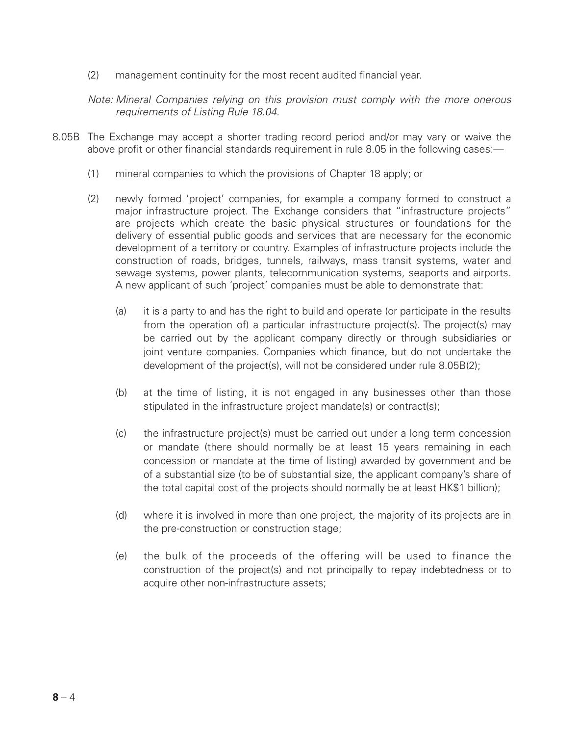(2) management continuity for the most recent audited financial year.

*Note: Mineral Companies relying on this provision must comply with the more onerous requirements of Listing Rule 18.04.*

8.05B The Exchange may accept a shorter trading record period and/or may vary or waive the above profit or other financial standards requirement in rule 8.05 in the following cases:—

(1) mineral companies to which the provisions of Chapter 18 apply; or

(2) newly formed 'project' companies, for example a company formed to construct a major infrastructure project. The Exchange considers that "infrastructure projects" are projects which create the basic physical structures or foundations for the delivery of essential public goods and services that are necessary for the economic development of a territory or country. Examples of infrastructure projects include the construction of roads, bridges, tunnels, railways, mass transit systems, water and sewage systems, power plants, telecommunication systems, seaports and airports. A new applicant of such 'project' companies must be able to demonstrate that:

(a) it is a party to and has the right to build and operate (or participate in the results from the operation of) a particular infrastructure project(s). The project(s) may be carried out by the applicant company directly or through subsidiaries or joint venture companies. Companies which finance, but do not undertake the development of the project(s), will not be considered under rule 8.05B(2);

(b) at the time of listing, it is not engaged in any businesses other than those stipulated in the infrastructure project mandate(s) or contract(s);

(c) the infrastructure project(s) must be carried out under a long term concession or mandate (there should normally be at least 15 years remaining in each concession or mandate at the time of listing) awarded by government and be of a substantial size (to be of substantial size, the applicant company's share of the total capital cost of the projects should normally be at least HK$1 billion);

(d) where it is involved in more than one project, the majority of its projects are in the pre-construction or construction stage;

(e) the bulk of the proceeds of the offering will be used to finance the construction of the project(s) and not principally to repay indebtedness or to acquire other non-infrastructure assets;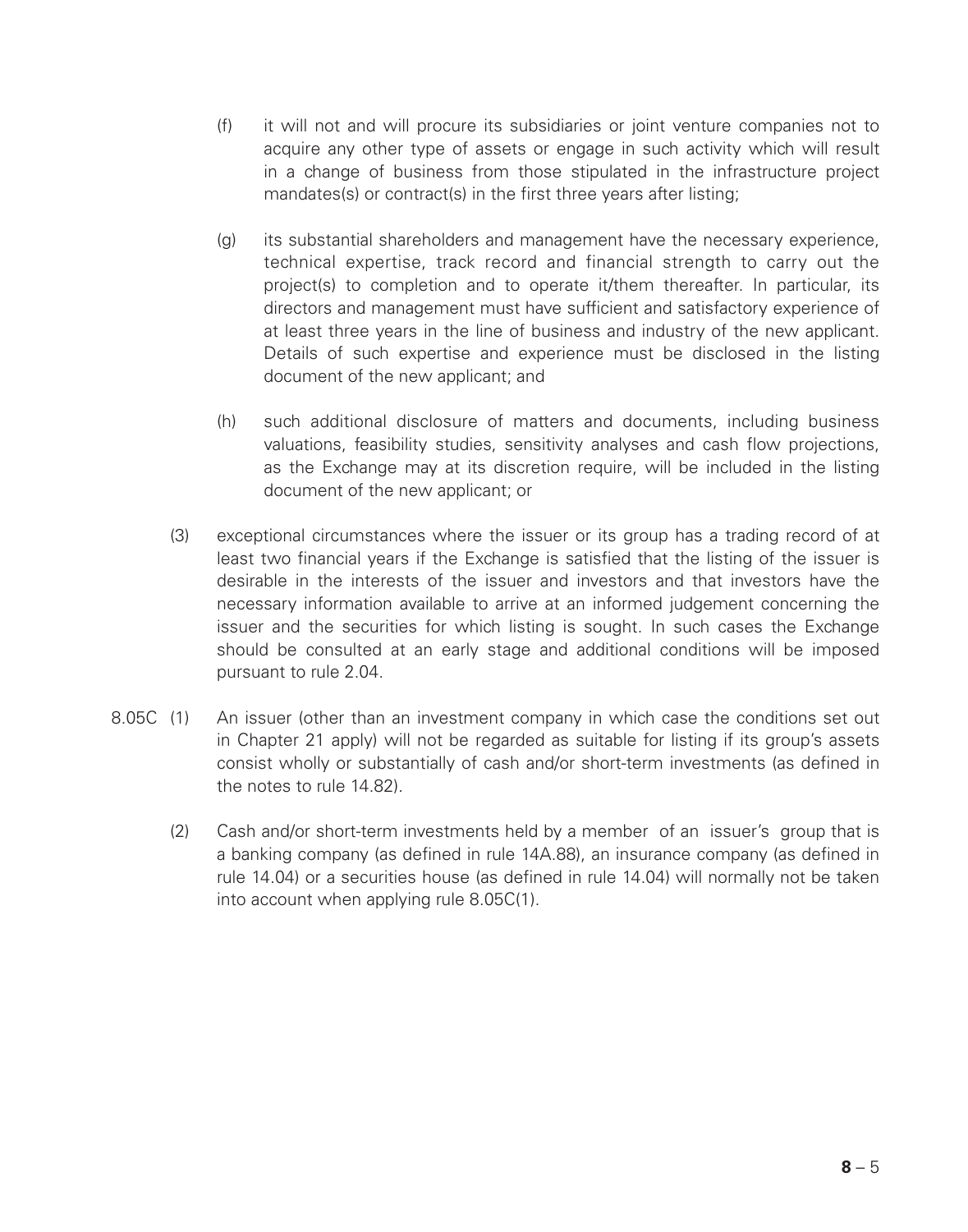(f) it will not and will procure its subsidiaries or joint venture companies not to acquire any other type of assets or engage in such activity which will result in a change of business from those stipulated in the infrastructure project mandates(s) or contract(s) in the first three years after listing;

(g) its substantial shareholders and management have the necessary experience, technical expertise, track record and financial strength to carry out the project(s) to completion and to operate it/them thereafter. In particular, its directors and management must have sufficient and satisfactory experience of at least three years in the line of business and industry of the new applicant. Details of such expertise and experience must be disclosed in the listing document of the new applicant; and

(h) such additional disclosure of matters and documents, including business valuations, feasibility studies, sensitivity analyses and cash flow projections, as the Exchange may at its discretion require, will be included in the listing document of the new applicant; or

(3) exceptional circumstances where the issuer or its group has a trading record of at least two financial years if the Exchange is satisfied that the listing of the issuer is desirable in the interests of the issuer and investors and that investors have the necessary information available to arrive at an informed judgement concerning the issuer and the securities for which listing is sought. In such cases the Exchange should be consulted at an early stage and additional conditions will be imposed pursuant to rule 2.04.

8.05C (1) An issuer (other than an investment company in which case the conditions set out in Chapter 21 apply) will not be regarded as suitable for listing if its group's assets consist wholly or substantially of cash and/or short-term investments (as defined in the notes to rule 14.82).

(2) Cash and/or short-term investments held by a member of an issuer's group that is a banking company (as defined in rule 14A.88), an insurance company (as defined in rule 14.04) or a securities house (as defined in rule 14.04) will normally not be taken into account when applying rule 8.05C(1).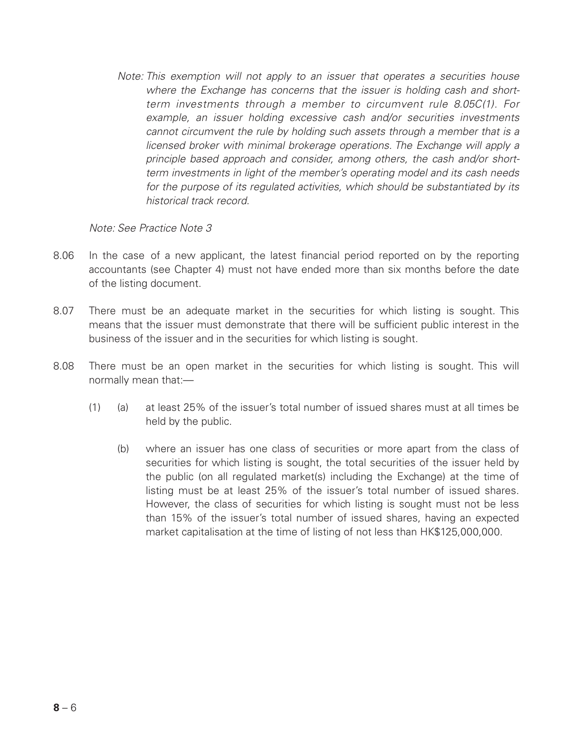*Note: This exemption will not apply to an issuer that operates a securities house where the Exchange has concerns that the issuer is holding cash and short-term investments through a member to circumvent rule 8.05C(1). For example, an issuer holding excessive cash and/or securities investments cannot circumvent the rule by holding such assets through a member that is a licensed broker with minimal brokerage operations. The Exchange will apply a principle based approach and consider, among others, the cash and/or short-term investments in light of the member's operating model and its cash needs for the purpose of its regulated activities, which should be substantiated by its historical track record.*

*Note: See Practice Note 3*

8.06 In the case of a new applicant, the latest financial period reported on by the reporting accountants (see Chapter 4) must not have ended more than six months before the date of the listing document.

8.07 There must be an adequate market in the securities for which listing is sought. This means that the issuer must demonstrate that there will be sufficient public interest in the business of the issuer and in the securities for which listing is sought.

8.08 There must be an open market in the securities for which listing is sought. This will normally mean that:—

(1) (a) at least 25% of the issuer's total number of issued shares must at all times be held by the public.

(b) where an issuer has one class of securities or more apart from the class of securities for which listing is sought, the total securities of the issuer held by the public (on all regulated market(s) including the Exchange) at the time of listing must be at least 25% of the issuer's total number of issued shares. However, the class of securities for which listing is sought must not be less than 15% of the issuer's total number of issued shares, having an expected market capitalisation at the time of listing of not less than HK$125,000,000.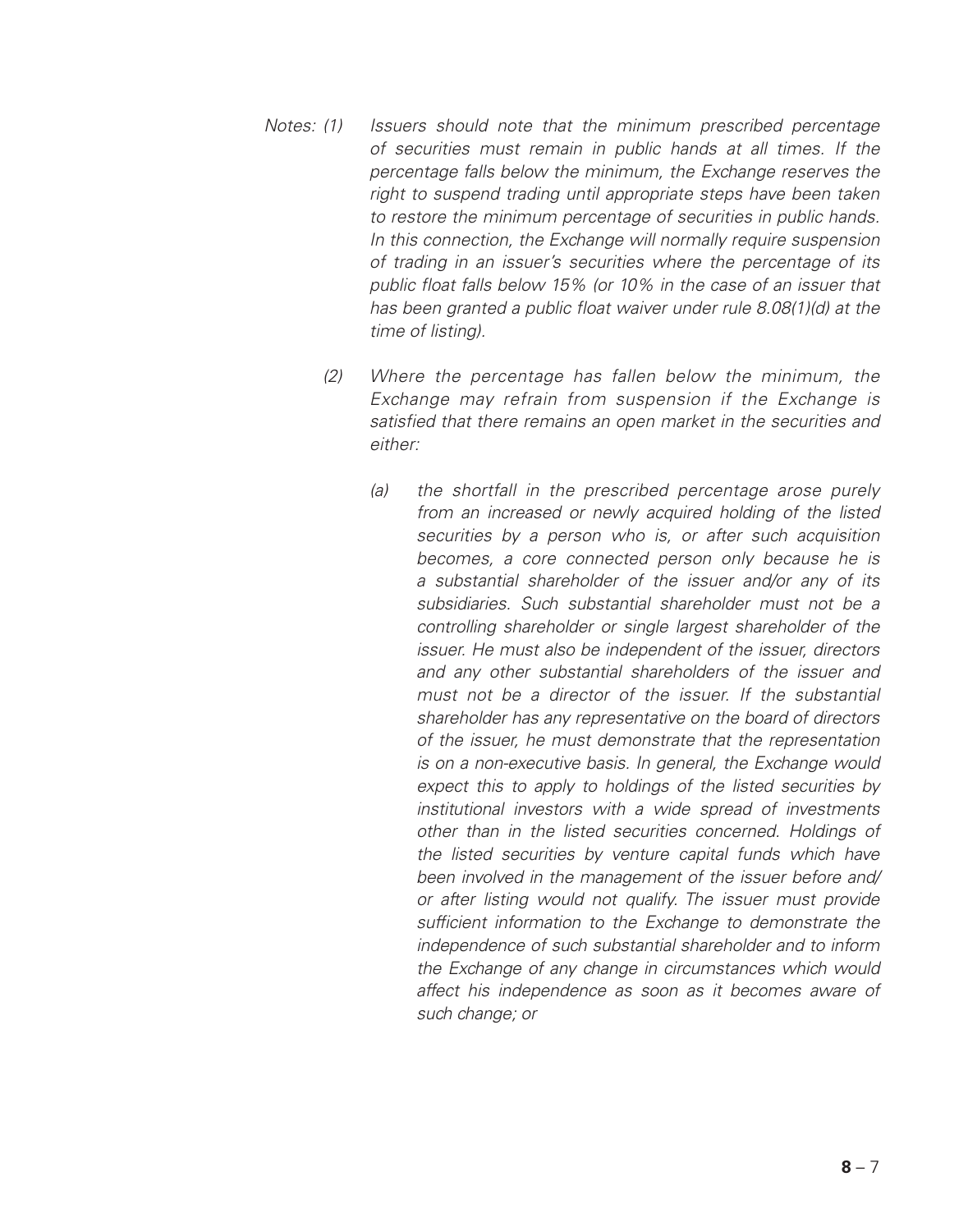*Notes: (1) Issuers should note that the minimum prescribed percentage of securities must remain in public hands at all times. If the percentage falls below the minimum, the Exchange reserves the right to suspend trading until appropriate steps have been taken to restore the minimum percentage of securities in public hands. In this connection, the Exchange will normally require suspension of trading in an issuer's securities where the percentage of its public float falls below 15% (or 10% in the case of an issuer that has been granted a public float waiver under rule 8.08(1)(d) at the time of listing).*

*(2) Where the percentage has fallen below the minimum, the Exchange may refrain from suspension if the Exchange is satisfied that there remains an open market in the securities and either:*

*(a) the shortfall in the prescribed percentage arose purely from an increased or newly acquired holding of the listed securities by a person who is, or after such acquisition becomes, a core connected person only because he is a substantial shareholder of the issuer and/or any of its subsidiaries. Such substantial shareholder must not be a controlling shareholder or single largest shareholder of the issuer. He must also be independent of the issuer, directors and any other substantial shareholders of the issuer and must not be a director of the issuer. If the substantial shareholder has any representative on the board of directors of the issuer, he must demonstrate that the representation is on a non-executive basis. In general, the Exchange would expect this to apply to holdings of the listed securities by institutional investors with a wide spread of investments other than in the listed securities concerned. Holdings of the listed securities by venture capital funds which have been involved in the management of the issuer before and/ or after listing would not qualify. The issuer must provide sufficient information to the Exchange to demonstrate the independence of such substantial shareholder and to inform the Exchange of any change in circumstances which would affect his independence as soon as it becomes aware of such change; or*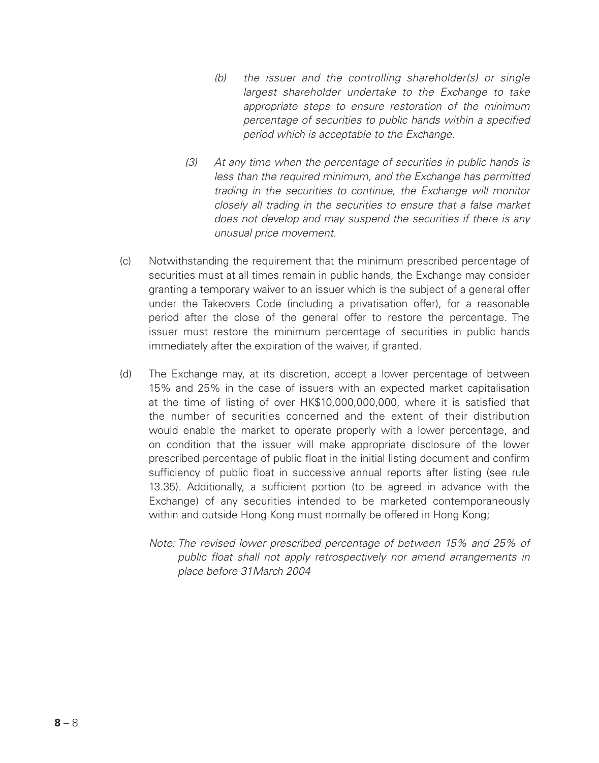*(b) the issuer and the controlling shareholder(s) or single largest shareholder undertake to the Exchange to take appropriate steps to ensure restoration of the minimum percentage of securities to public hands within a specified period which is acceptable to the Exchange.*

*(3) At any time when the percentage of securities in public hands is less than the required minimum, and the Exchange has permitted trading in the securities to continue, the Exchange will monitor closely all trading in the securities to ensure that a false market does not develop and may suspend the securities if there is any unusual price movement.*

(c) Notwithstanding the requirement that the minimum prescribed percentage of securities must at all times remain in public hands, the Exchange may consider granting a temporary waiver to an issuer which is the subject of a general offer under the Takeovers Code (including a privatisation offer), for a reasonable period after the close of the general offer to restore the percentage. The issuer must restore the minimum percentage of securities in public hands immediately after the expiration of the waiver, if granted.

(d) The Exchange may, at its discretion, accept a lower percentage of between 15% and 25% in the case of issuers with an expected market capitalisation at the time of listing of over HK$10,000,000,000, where it is satisfied that the number of securities concerned and the extent of their distribution would enable the market to operate properly with a lower percentage, and on condition that the issuer will make appropriate disclosure of the lower prescribed percentage of public float in the initial listing document and confirm sufficiency of public float in successive annual reports after listing (see rule 13.35). Additionally, a sufficient portion (to be agreed in advance with the Exchange) of any securities intended to be marketed contemporaneously within and outside Hong Kong must normally be offered in Hong Kong;

*Note: The revised lower prescribed percentage of between 15% and 25% of public float shall not apply retrospectively nor amend arrangements in place before 31March 2004*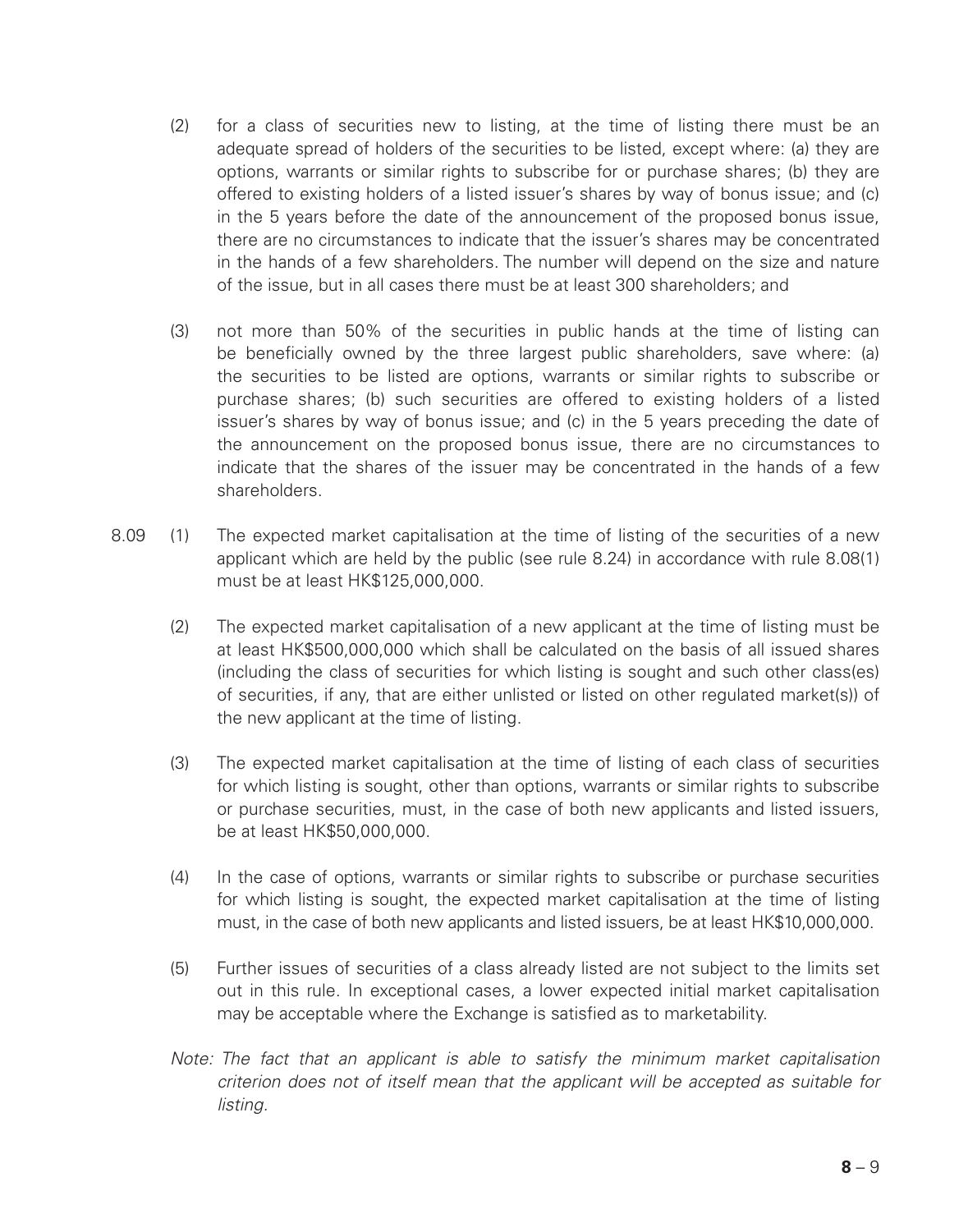(2) for a class of securities new to listing, at the time of listing there must be an adequate spread of holders of the securities to be listed, except where: (a) they are options, warrants or similar rights to subscribe for or purchase shares; (b) they are offered to existing holders of a listed issuer's shares by way of bonus issue; and (c) in the 5 years before the date of the announcement of the proposed bonus issue, there are no circumstances to indicate that the issuer's shares may be concentrated in the hands of a few shareholders. The number will depend on the size and nature of the issue, but in all cases there must be at least 300 shareholders; and

(3) not more than 50% of the securities in public hands at the time of listing can be beneficially owned by the three largest public shareholders, save where: (a) the securities to be listed are options, warrants or similar rights to subscribe or purchase shares; (b) such securities are offered to existing holders of a listed issuer's shares by way of bonus issue; and (c) in the 5 years preceding the date of the announcement on the proposed bonus issue, there are no circumstances to indicate that the shares of the issuer may be concentrated in the hands of a few shareholders.

8.09 (1) The expected market capitalisation at the time of listing of the securities of a new applicant which are held by the public (see rule 8.24) in accordance with rule 8.08(1) must be at least HK$125,000,000.

(2) The expected market capitalisation of a new applicant at the time of listing must be at least HK$500,000,000 which shall be calculated on the basis of all issued shares (including the class of securities for which listing is sought and such other class(es) of securities, if any, that are either unlisted or listed on other regulated market(s)) of the new applicant at the time of listing.

(3) The expected market capitalisation at the time of listing of each class of securities for which listing is sought, other than options, warrants or similar rights to subscribe or purchase securities, must, in the case of both new applicants and listed issuers, be at least HK$50,000,000.

(4) In the case of options, warrants or similar rights to subscribe or purchase securities for which listing is sought, the expected market capitalisation at the time of listing must, in the case of both new applicants and listed issuers, be at least HK$10,000,000.

(5) Further issues of securities of a class already listed are not subject to the limits set out in this rule. In exceptional cases, a lower expected initial market capitalisation may be acceptable where the Exchange is satisfied as to marketability.

*Note: The fact that an applicant is able to satisfy the minimum market capitalisation criterion does not of itself mean that the applicant will be accepted as suitable for listing.*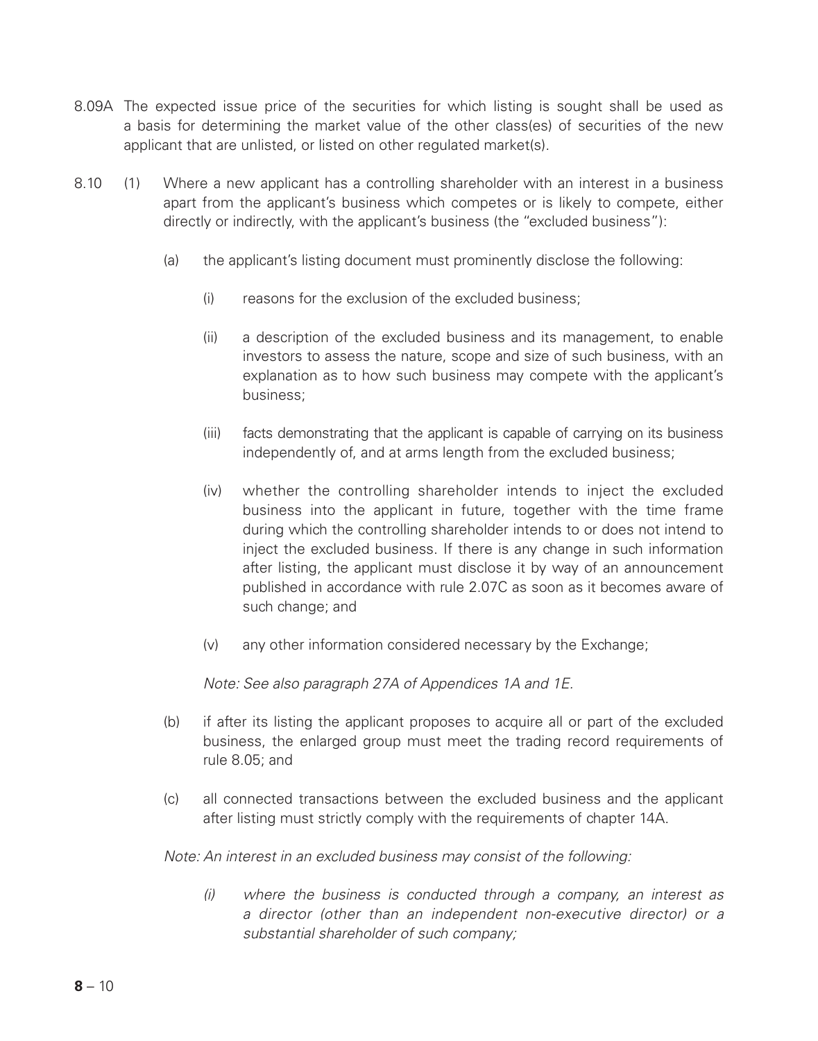8.09A The expected issue price of the securities for which listing is sought shall be used as a basis for determining the market value of the other class(es) of securities of the new applicant that are unlisted, or listed on other regulated market(s).

8.10 (1) Where a new applicant has a controlling shareholder with an interest in a business apart from the applicant's business which competes or is likely to compete, either directly or indirectly, with the applicant's business (the "excluded business"):

(a) the applicant's listing document must prominently disclose the following:

(i) reasons for the exclusion of the excluded business;

(ii) a description of the excluded business and its management, to enable investors to assess the nature, scope and size of such business, with an explanation as to how such business may compete with the applicant's business;

(iii) facts demonstrating that the applicant is capable of carrying on its business independently of, and at arms length from the excluded business;

(iv) whether the controlling shareholder intends to inject the excluded business into the applicant in future, together with the time frame during which the controlling shareholder intends to or does not intend to inject the excluded business. If there is any change in such information after listing, the applicant must disclose it by way of an announcement published in accordance with rule 2.07C as soon as it becomes aware of such change; and

(v) any other information considered necessary by the Exchange;

*Note: See also paragraph 27A of Appendices 1A and 1E.*

(b) if after its listing the applicant proposes to acquire all or part of the excluded business, the enlarged group must meet the trading record requirements of rule 8.05; and

(c) all connected transactions between the excluded business and the applicant after listing must strictly comply with the requirements of chapter 14A.

*Note: An interest in an excluded business may consist of the following:*

*(i) where the business is conducted through a company, an interest as a director (other than an independent non-executive director) or a substantial shareholder of such company;*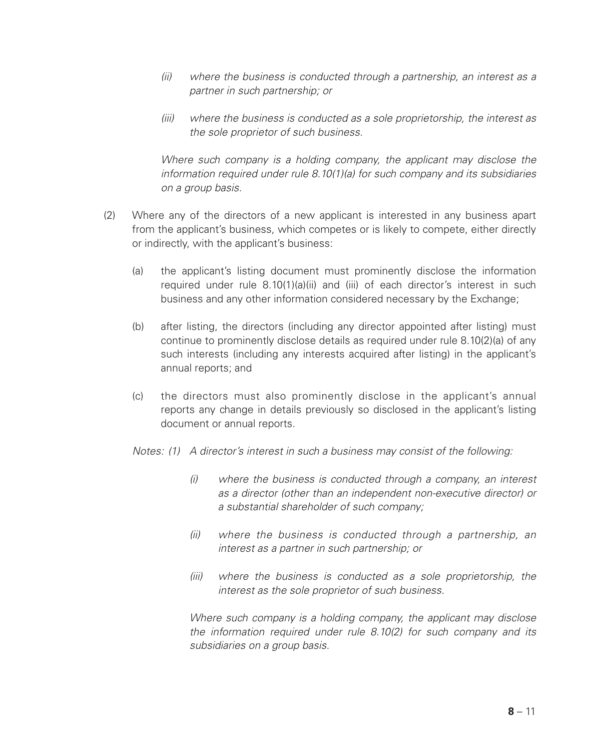*(ii) where the business is conducted through a partnership, an interest as a partner in such partnership; or*

*(iii) where the business is conducted as a sole proprietorship, the interest as the sole proprietor of such business.*

*Where such company is a holding company, the applicant may disclose the information required under rule 8.10(1)(a) for such company and its subsidiaries on a group basis.*

(2) Where any of the directors of a new applicant is interested in any business apart from the applicant's business, which competes or is likely to compete, either directly or indirectly, with the applicant's business:

(a) the applicant's listing document must prominently disclose the information required under rule 8.10(1)(a)(ii) and (iii) of each director's interest in such business and any other information considered necessary by the Exchange;

(b) after listing, the directors (including any director appointed after listing) must continue to prominently disclose details as required under rule 8.10(2)(a) of any such interests (including any interests acquired after listing) in the applicant's annual reports; and

(c) the directors must also prominently disclose in the applicant's annual reports any change in details previously so disclosed in the applicant's listing document or annual reports.

*Notes: (1) A director's interest in such a business may consist of the following:*

*(i) where the business is conducted through a company, an interest as a director (other than an independent non-executive director) or a substantial shareholder of such company;*

*(ii) where the business is conducted through a partnership, an interest as a partner in such partnership; or*

*(iii) where the business is conducted as a sole proprietorship, the interest as the sole proprietor of such business.*

*Where such company is a holding company, the applicant may disclose the information required under rule 8.10(2) for such company and its subsidiaries on a group basis.*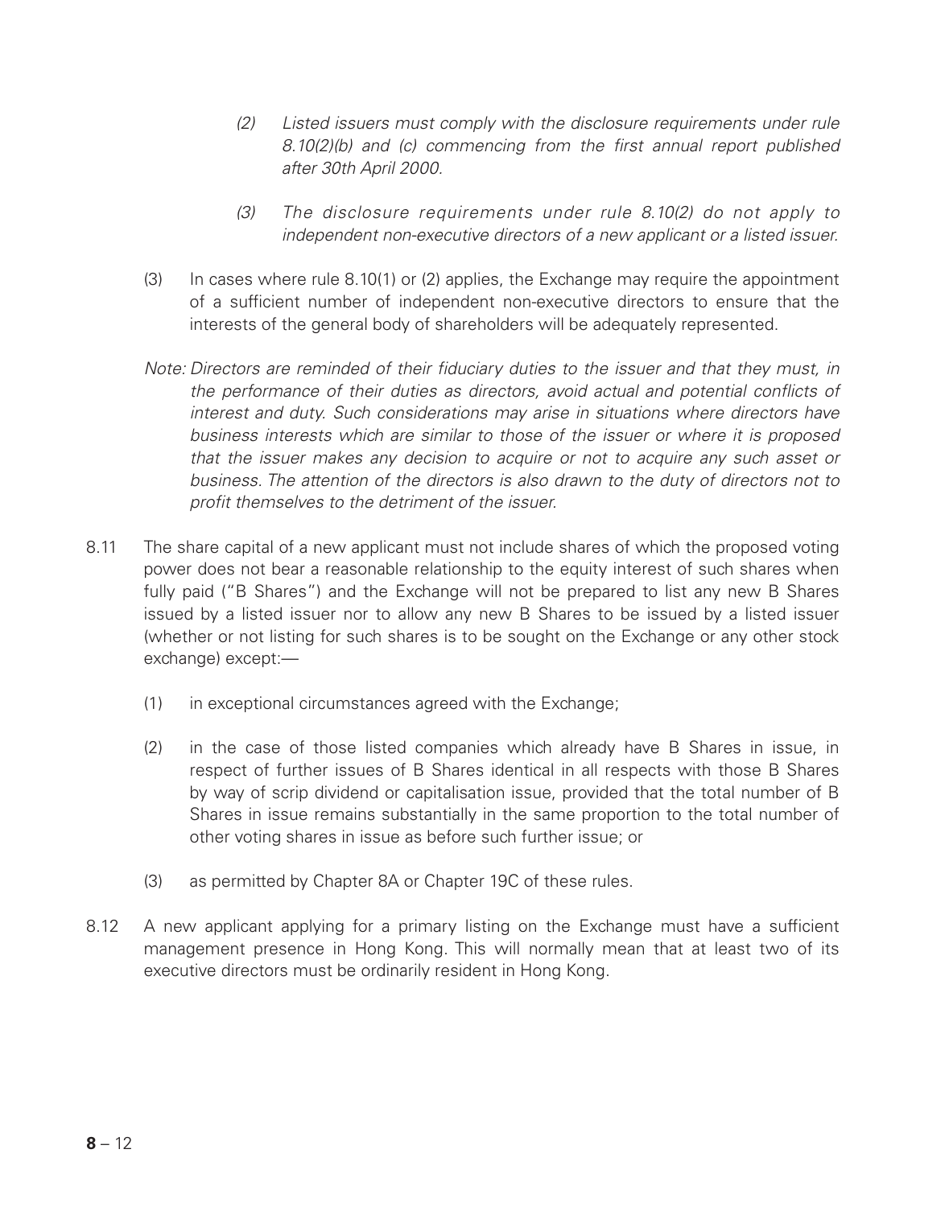*(2) Listed issuers must comply with the disclosure requirements under rule 8.10(2)(b) and (c) commencing from the first annual report published after 30th April 2000.*

*(3) The disclosure requirements under rule 8.10(2) do not apply to independent non-executive directors of a new applicant or a listed issuer.*

(3) In cases where rule 8.10(1) or (2) applies, the Exchange may require the appointment of a sufficient number of independent non-executive directors to ensure that the interests of the general body of shareholders will be adequately represented.

*Note: Directors are reminded of their fiduciary duties to the issuer and that they must, in the performance of their duties as directors, avoid actual and potential conflicts of interest and duty. Such considerations may arise in situations where directors have business interests which are similar to those of the issuer or where it is proposed that the issuer makes any decision to acquire or not to acquire any such asset or business. The attention of the directors is also drawn to the duty of directors not to profit themselves to the detriment of the issuer.*

8.11 The share capital of a new applicant must not include shares of which the proposed voting power does not bear a reasonable relationship to the equity interest of such shares when fully paid ("B Shares") and the Exchange will not be prepared to list any new B Shares issued by a listed issuer nor to allow any new B Shares to be issued by a listed issuer (whether or not listing for such shares is to be sought on the Exchange or any other stock exchange) except:—

(1) in exceptional circumstances agreed with the Exchange;

(2) in the case of those listed companies which already have B Shares in issue, in respect of further issues of B Shares identical in all respects with those B Shares by way of scrip dividend or capitalisation issue, provided that the total number of B Shares in issue remains substantially in the same proportion to the total number of other voting shares in issue as before such further issue; or

(3) as permitted by Chapter 8A or Chapter 19C of these rules.

8.12 A new applicant applying for a primary listing on the Exchange must have a sufficient management presence in Hong Kong. This will normally mean that at least two of its executive directors must be ordinarily resident in Hong Kong.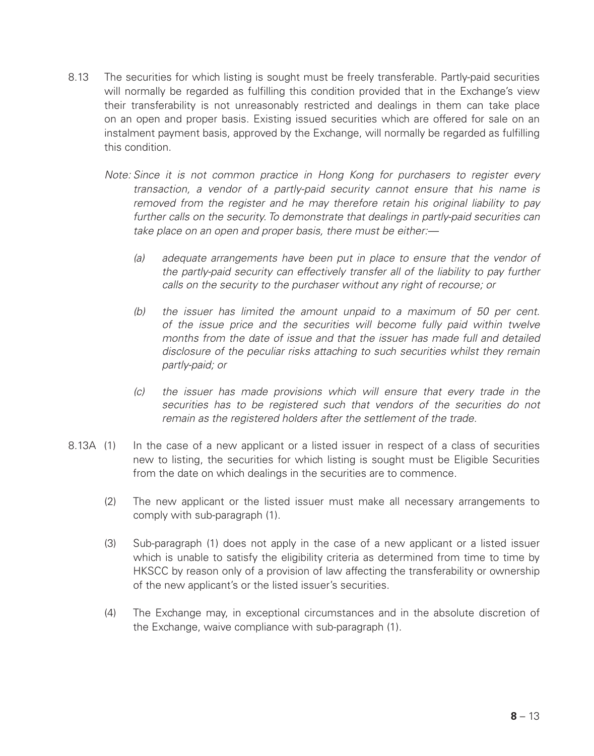8.13 The securities for which listing is sought must be freely transferable. Partly-paid securities will normally be regarded as fulfilling this condition provided that in the Exchange's view their transferability is not unreasonably restricted and dealings in them can take place on an open and proper basis. Existing issued securities which are offered for sale on an instalment payment basis, approved by the Exchange, will normally be regarded as fulfilling this condition.

*Note: Since it is not common practice in Hong Kong for purchasers to register every transaction, a vendor of a partly-paid security cannot ensure that his name is removed from the register and he may therefore retain his original liability to pay further calls on the security. To demonstrate that dealings in partly-paid securities can take place on an open and proper basis, there must be either:—*

*(a) adequate arrangements have been put in place to ensure that the vendor of the partly-paid security can effectively transfer all of the liability to pay further calls on the security to the purchaser without any right of recourse; or*

*(b) the issuer has limited the amount unpaid to a maximum of 50 per cent. of the issue price and the securities will become fully paid within twelve months from the date of issue and that the issuer has made full and detailed disclosure of the peculiar risks attaching to such securities whilst they remain partly-paid; or*

*(c) the issuer has made provisions which will ensure that every trade in the securities has to be registered such that vendors of the securities do not remain as the registered holders after the settlement of the trade.*

8.13A (1) In the case of a new applicant or a listed issuer in respect of a class of securities new to listing, the securities for which listing is sought must be Eligible Securities from the date on which dealings in the securities are to commence.

(2) The new applicant or the listed issuer must make all necessary arrangements to comply with sub-paragraph (1).

(3) Sub-paragraph (1) does not apply in the case of a new applicant or a listed issuer which is unable to satisfy the eligibility criteria as determined from time to time by HKSCC by reason only of a provision of law affecting the transferability or ownership of the new applicant's or the listed issuer's securities.

(4) The Exchange may, in exceptional circumstances and in the absolute discretion of the Exchange, waive compliance with sub-paragraph (1).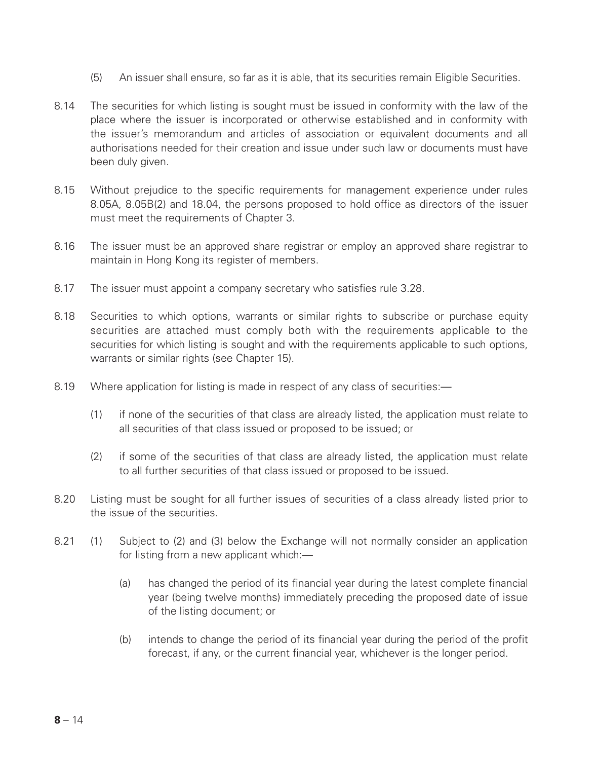(5) An issuer shall ensure, so far as it is able, that its securities remain Eligible Securities.

8.14 The securities for which listing is sought must be issued in conformity with the law of the place where the issuer is incorporated or otherwise established and in conformity with the issuer's memorandum and articles of association or equivalent documents and all authorisations needed for their creation and issue under such law or documents must have been duly given.

8.15 Without prejudice to the specific requirements for management experience under rules 8.05A, 8.05B(2) and 18.04, the persons proposed to hold office as directors of the issuer must meet the requirements of Chapter 3.

8.16 The issuer must be an approved share registrar or employ an approved share registrar to maintain in Hong Kong its register of members.

8.17 The issuer must appoint a company secretary who satisfies rule 3.28.

8.18 Securities to which options, warrants or similar rights to subscribe or purchase equity securities are attached must comply both with the requirements applicable to the securities for which listing is sought and with the requirements applicable to such options, warrants or similar rights (see Chapter 15).

8.19 Where application for listing is made in respect of any class of securities:—

(1) if none of the securities of that class are already listed, the application must relate to all securities of that class issued or proposed to be issued; or

(2) if some of the securities of that class are already listed, the application must relate to all further securities of that class issued or proposed to be issued.

8.20 Listing must be sought for all further issues of securities of a class already listed prior to the issue of the securities.

8.21 (1) Subject to (2) and (3) below the Exchange will not normally consider an application for listing from a new applicant which:—

(a) has changed the period of its financial year during the latest complete financial year (being twelve months) immediately preceding the proposed date of issue of the listing document; or

(b) intends to change the period of its financial year during the period of the profit forecast, if any, or the current financial year, whichever is the longer period.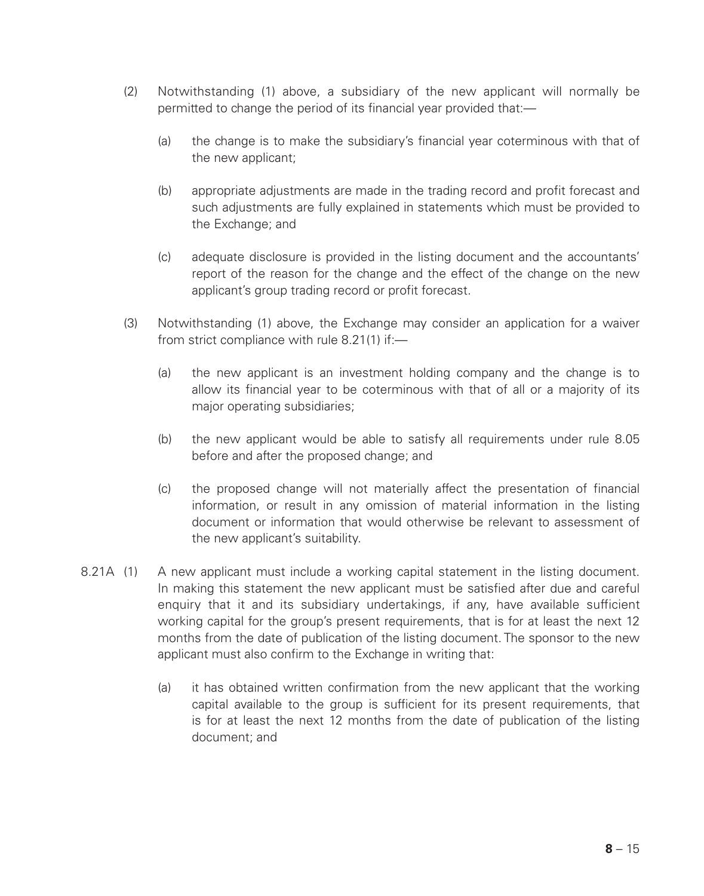(2) Notwithstanding (1) above, a subsidiary of the new applicant will normally be permitted to change the period of its financial year provided that:—

(a) the change is to make the subsidiary's financial year coterminous with that of the new applicant;

(b) appropriate adjustments are made in the trading record and profit forecast and such adjustments are fully explained in statements which must be provided to the Exchange; and

(c) adequate disclosure is provided in the listing document and the accountants' report of the reason for the change and the effect of the change on the new applicant's group trading record or profit forecast.

(3) Notwithstanding (1) above, the Exchange may consider an application for a waiver from strict compliance with rule 8.21(1) if:—

(a) the new applicant is an investment holding company and the change is to allow its financial year to be coterminous with that of all or a majority of its major operating subsidiaries;

(b) the new applicant would be able to satisfy all requirements under rule 8.05 before and after the proposed change; and

(c) the proposed change will not materially affect the presentation of financial information, or result in any omission of material information in the listing document or information that would otherwise be relevant to assessment of the new applicant's suitability.

8.21A (1) A new applicant must include a working capital statement in the listing document. In making this statement the new applicant must be satisfied after due and careful enquiry that it and its subsidiary undertakings, if any, have available sufficient working capital for the group's present requirements, that is for at least the next 12 months from the date of publication of the listing document. The sponsor to the new applicant must also confirm to the Exchange in writing that:

(a) it has obtained written confirmation from the new applicant that the working capital available to the group is sufficient for its present requirements, that is for at least the next 12 months from the date of publication of the listing document; and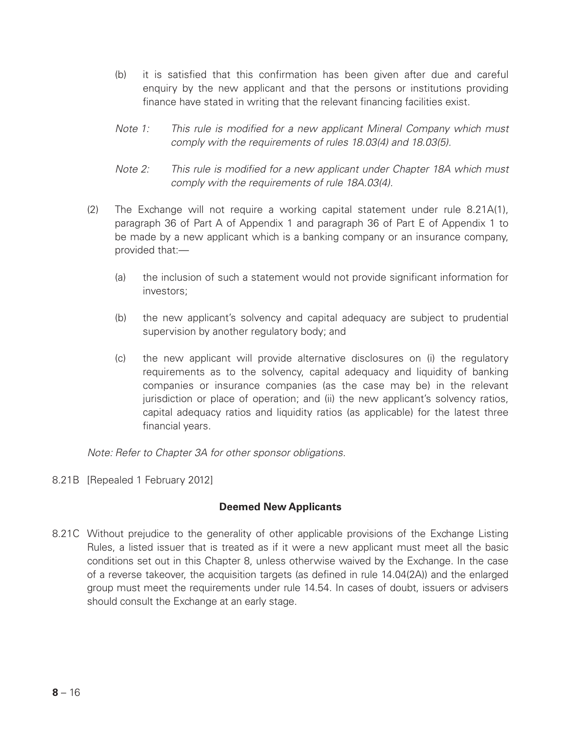(b) it is satisfied that this confirmation has been given after due and careful enquiry by the new applicant and that the persons or institutions providing finance have stated in writing that the relevant financing facilities exist.

*Note 1: This rule is modified for a new applicant Mineral Company which must comply with the requirements of rules 18.03(4) and 18.03(5).*

*Note 2: This rule is modified for a new applicant under Chapter 18A which must comply with the requirements of rule 18A.03(4).*

(2) The Exchange will not require a working capital statement under rule 8.21A(1), paragraph 36 of Part A of Appendix 1 and paragraph 36 of Part E of Appendix 1 to be made by a new applicant which is a banking company or an insurance company, provided that:—

(a) the inclusion of such a statement would not provide significant information for investors;

(b) the new applicant's solvency and capital adequacy are subject to prudential supervision by another regulatory body; and

(c) the new applicant will provide alternative disclosures on (i) the regulatory requirements as to the solvency, capital adequacy and liquidity of banking companies or insurance companies (as the case may be) in the relevant jurisdiction or place of operation; and (ii) the new applicant's solvency ratios, capital adequacy ratios and liquidity ratios (as applicable) for the latest three financial years.

*Note: Refer to Chapter 3A for other sponsor obligations.*

8.21B [Repealed 1 February 2012]

**Deemed New Applicants**

8.21C Without prejudice to the generality of other applicable provisions of the Exchange Listing Rules, a listed issuer that is treated as if it were a new applicant must meet all the basic conditions set out in this Chapter 8, unless otherwise waived by the Exchange. In the case of a reverse takeover, the acquisition targets (as defined in rule 14.04(2A)) and the enlarged group must meet the requirements under rule 14.54. In cases of doubt, issuers or advisers should consult the Exchange at an early stage.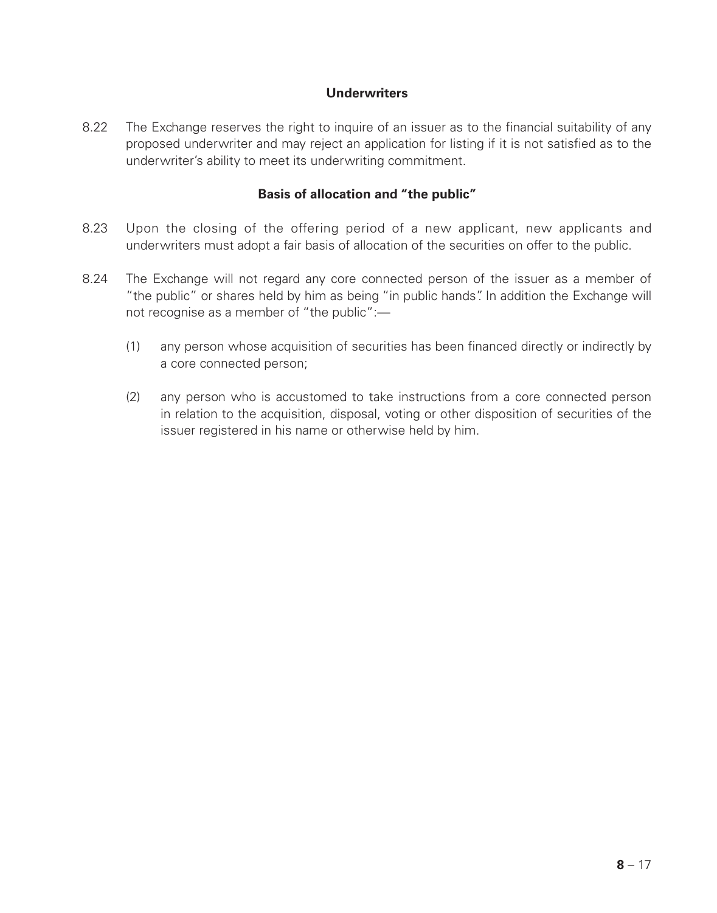### Underwriters

8.22 The Exchange reserves the right to inquire of an issuer as to the financial suitability of any proposed underwriter and may reject an application for listing if it is not satisfied as to the underwriter's ability to meet its underwriting commitment.

### Basis of allocation and "the public"

8.23 Upon the closing of the offering period of a new applicant, new applicants and underwriters must adopt a fair basis of allocation of the securities on offer to the public.

8.24 The Exchange will not regard any core connected person of the issuer as a member of "the public" or shares held by him as being "in public hands". In addition the Exchange will not recognise as a member of "the public":—

(1) any person whose acquisition of securities has been financed directly or indirectly by a core connected person;

(2) any person who is accustomed to take instructions from a core connected person in relation to the acquisition, disposal, voting or other disposition of securities of the issuer registered in his name or otherwise held by him.